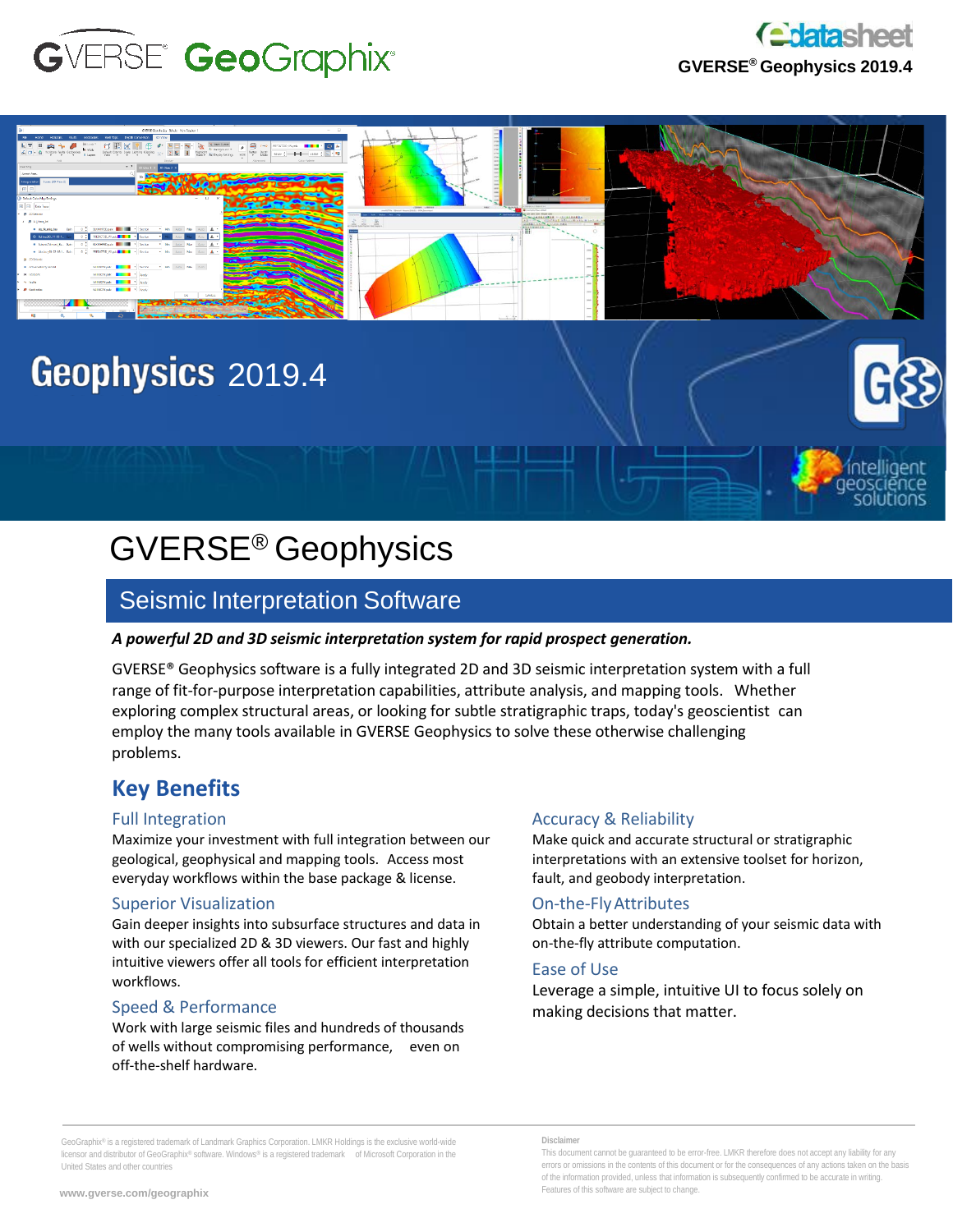GVERSE GeoGraphix

datasheet
GVERSE® Geophysics 2019.4

# Geophysics 2019.4

intelligent geoscience solutions

# GVERSE® Geophysics

## Seismic Interpretation Software

***A powerful 2D and 3D seismic interpretation system for rapid prospect generation.***

GVERSE® Geophysics software is a fully integrated 2D and 3D seismic interpretation system with a full range of fit-for-purpose interpretation capabilities, attribute analysis, and mapping tools. Whether exploring complex structural areas, or looking for subtle stratigraphic traps, today's geoscientist can employ the many tools available in GVERSE Geophysics to solve these otherwise challenging problems.

## Key Benefits

### Full Integration

Maximize your investment with full integration between our geological, geophysical and mapping tools. Access most everyday workflows within the base package & license.

### Superior Visualization

Gain deeper insights into subsurface structures and data in with our specialized 2D & 3D viewers. Our fast and highly intuitive viewers offer all tools for efficient interpretation workflows.

### Speed & Performance

Work with large seismic files and hundreds of thousands of wells without compromising performance, even on off-the-shelf hardware.

### Accuracy & Reliability

Make quick and accurate structural or stratigraphic interpretations with an extensive toolset for horizon, fault, and geobody interpretation.

### On-the-Fly Attributes

Obtain a better understanding of your seismic data with on-the-fly attribute computation.

### Ease of Use

Leverage a simple, intuitive UI to focus solely on making decisions that matter.

GeoGraphix® is a registered trademark of Landmark Graphics Corporation. LMKR Holdings is the exclusive world-wide licensor and distributor of GeoGraphix® software. Windows® is a registered trademark of Microsoft Corporation in the United States and other countries

www.gverse.com/geographix

**Disclaimer**

This document cannot be guaranteed to be error-free. LMKR therefore does not accept any liability for any errors or omissions in the contents of this document or for the consequences of any actions taken on the basis of the information provided, unless that information is subsequently confirmed to be accurate in writing. Features of this software are subject to change.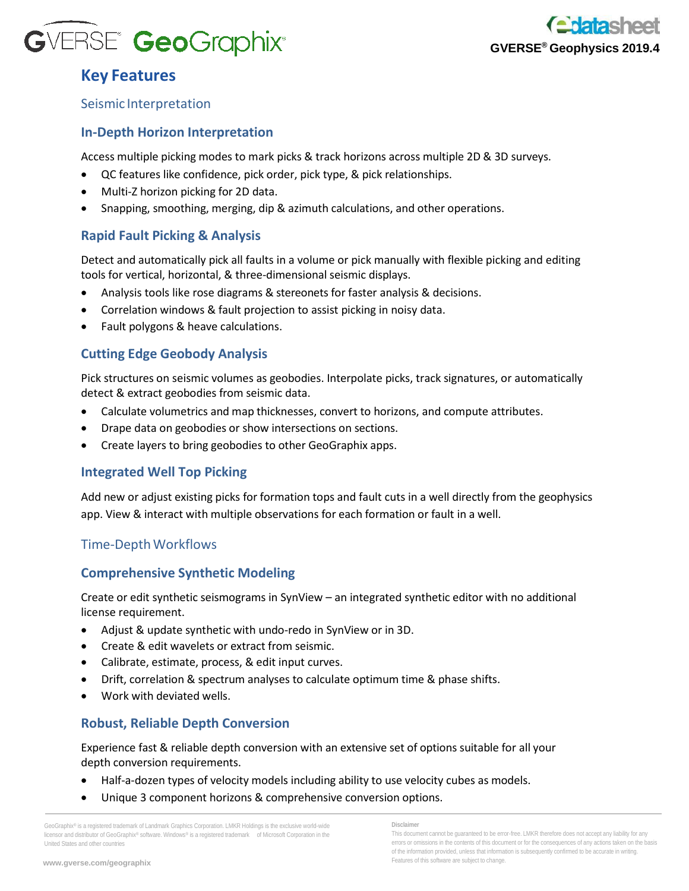# Key Features

## Seismic Interpretation

### In-Depth Horizon Interpretation

Access multiple picking modes to mark picks & track horizons across multiple 2D & 3D surveys.

- QC features like confidence, pick order, pick type, & pick relationships.
- Multi-Z horizon picking for 2D data.
- Snapping, smoothing, merging, dip & azimuth calculations, and other operations.

### Rapid Fault Picking & Analysis

Detect and automatically pick all faults in a volume or pick manually with flexible picking and editing tools for vertical, horizontal, & three-dimensional seismic displays.

- Analysis tools like rose diagrams & stereonets for faster analysis & decisions.
- Correlation windows & fault projection to assist picking in noisy data.
- Fault polygons & heave calculations.

### Cutting Edge Geobody Analysis

Pick structures on seismic volumes as geobodies. Interpolate picks, track signatures, or automatically detect & extract geobodies from seismic data.

- Calculate volumetrics and map thicknesses, convert to horizons, and compute attributes.
- Drape data on geobodies or show intersections on sections.
- Create layers to bring geobodies to other GeoGraphix apps.

### Integrated Well Top Picking

Add new or adjust existing picks for formation tops and fault cuts in a well directly from the geophysics app. View & interact with multiple observations for each formation or fault in a well.

## Time-Depth Workflows

### Comprehensive Synthetic Modeling

Create or edit synthetic seismograms in SynView – an integrated synthetic editor with no additional license requirement.

- Adjust & update synthetic with undo-redo in SynView or in 3D.
- Create & edit wavelets or extract from seismic.
- Calibrate, estimate, process, & edit input curves.
- Drift, correlation & spectrum analyses to calculate optimum time & phase shifts.
- Work with deviated wells.

### Robust, Reliable Depth Conversion

Experience fast & reliable depth conversion with an extensive set of options suitable for all your depth conversion requirements.

- Half-a-dozen types of velocity models including ability to use velocity cubes as models.
- Unique 3 component horizons & comprehensive conversion options.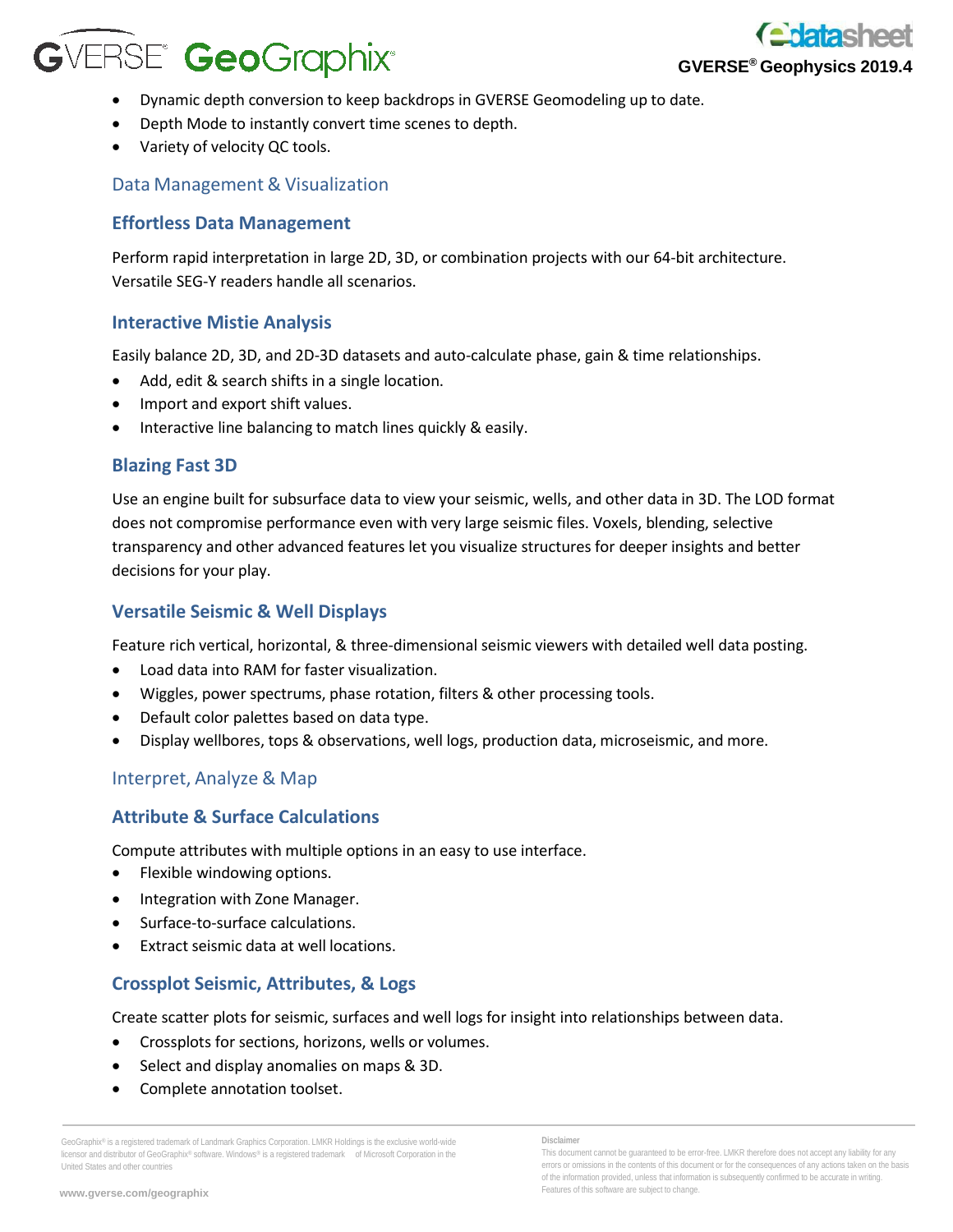- Dynamic depth conversion to keep backdrops in GVERSE Geomodeling up to date.
- Depth Mode to instantly convert time scenes to depth.
- Variety of velocity QC tools.

## Data Management & Visualization

### Effortless Data Management

Perform rapid interpretation in large 2D, 3D, or combination projects with our 64-bit architecture. Versatile SEG-Y readers handle all scenarios.

### Interactive Mistie Analysis

Easily balance 2D, 3D, and 2D-3D datasets and auto-calculate phase, gain & time relationships.

- Add, edit & search shifts in a single location.
- Import and export shift values.
- Interactive line balancing to match lines quickly & easily.

### Blazing Fast 3D

Use an engine built for subsurface data to view your seismic, wells, and other data in 3D. The LOD format does not compromise performance even with very large seismic files. Voxels, blending, selective transparency and other advanced features let you visualize structures for deeper insights and better decisions for your play.

### Versatile Seismic & Well Displays

Feature rich vertical, horizontal, & three-dimensional seismic viewers with detailed well data posting.

- Load data into RAM for faster visualization.
- Wiggles, power spectrums, phase rotation, filters & other processing tools.
- Default color palettes based on data type.
- Display wellbores, tops & observations, well logs, production data, microseismic, and more.

## Interpret, Analyze & Map

### Attribute & Surface Calculations

Compute attributes with multiple options in an easy to use interface.

- Flexible windowing options.
- Integration with Zone Manager.
- Surface-to-surface calculations.
- Extract seismic data at well locations.

### Crossplot Seismic, Attributes, & Logs

Create scatter plots for seismic, surfaces and well logs for insight into relationships between data.

- Crossplots for sections, horizons, wells or volumes.
- Select and display anomalies on maps & 3D.
- Complete annotation toolset.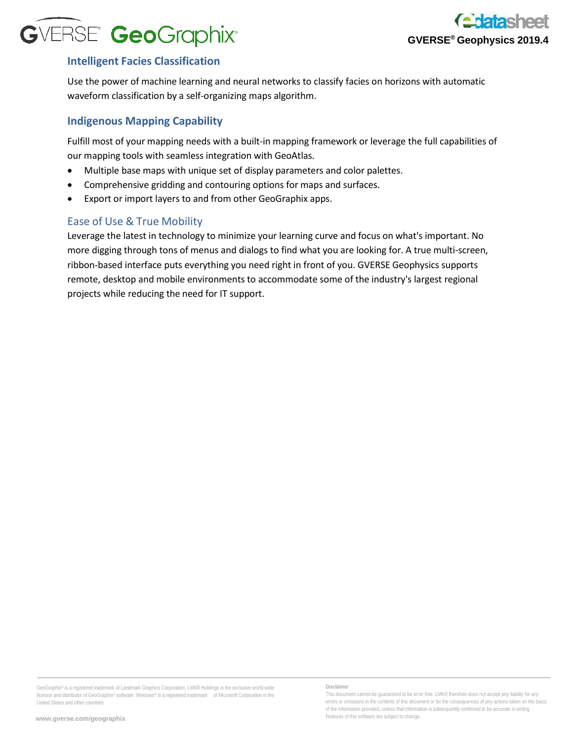## Intelligent Facies Classification

Use the power of machine learning and neural networks to classify facies on horizons with automatic waveform classification by a self-organizing maps algorithm.

## Indigenous Mapping Capability

Fulfill most of your mapping needs with a built-in mapping framework or leverage the full capabilities of our mapping tools with seamless integration with GeoAtlas.

- Multiple base maps with unique set of display parameters and color palettes.
- Comprehensive gridding and contouring options for maps and surfaces.
- Export or import layers to and from other GeoGraphix apps.

## Ease of Use & True Mobility

Leverage the latest in technology to minimize your learning curve and focus on what's important. No more digging through tons of menus and dialogs to find what you are looking for. A true multi-screen, ribbon-based interface puts everything you need right in front of you. GVERSE Geophysics supports remote, desktop and mobile environments to accommodate some of the industry's largest regional projects while reducing the need for IT support.

GeoGraphix® is a registered trademark of Landmark Graphics Corporation. LMKR Holdings is the exclusive world-wide licensor and distributor of GeoGraphix® software. Windows® is a registered trademark of Microsoft Corporation in the United States and other countries

**Disclaimer**

This document cannot be guaranteed to be error-free. LMKR therefore does not accept any liability for any errors or omissions in the contents of this document or for the consequences of any actions taken on the basis of the information provided, unless that information is subsequently confirmed to be accurate in writing. Features of this software are subject to change.

www.gverse.com/geographix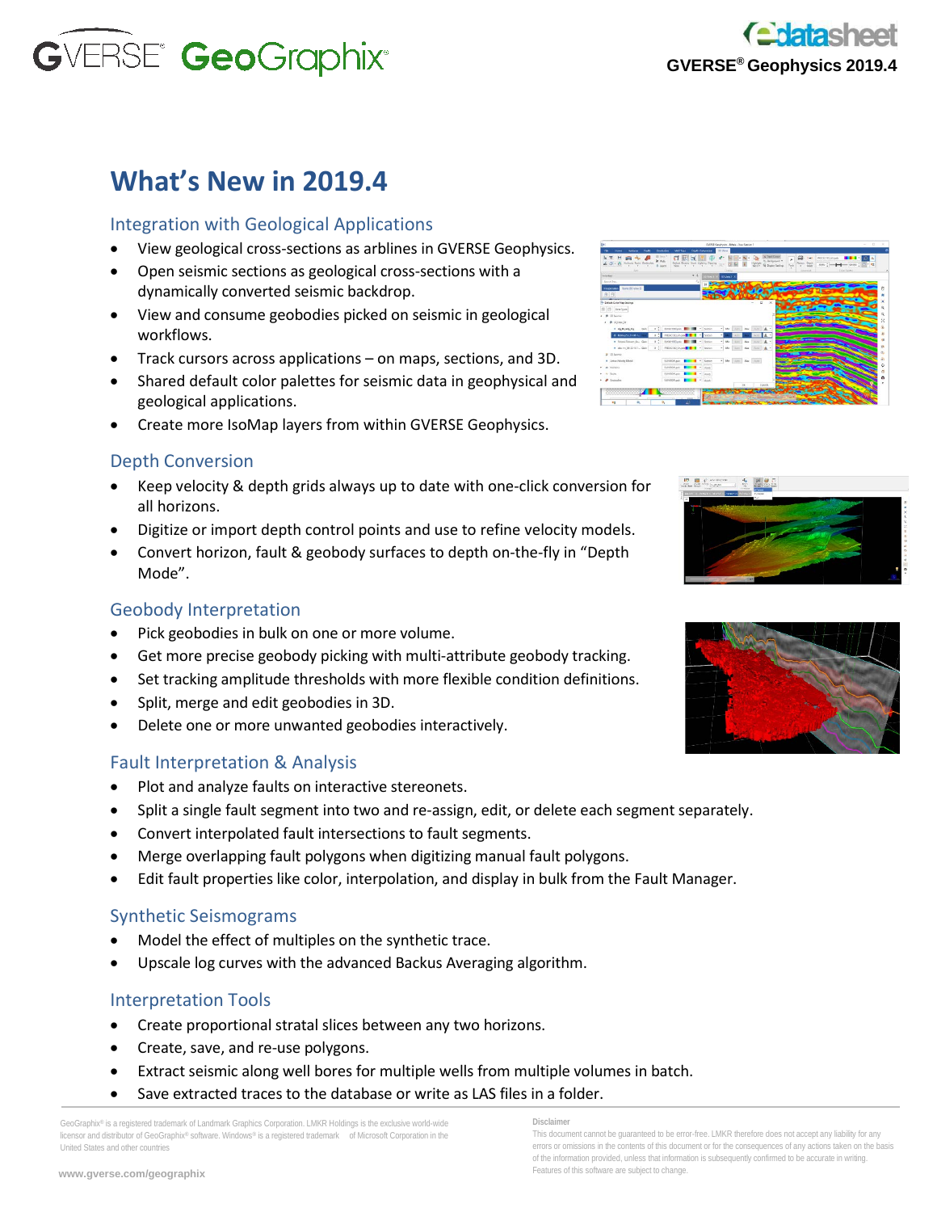GVERSE® GeoGraphix®

edatasheet
**GVERSE® Geophysics 2019.4**

# What's New in 2019.4

## Integration with Geological Applications

- View geological cross-sections as arblines in GVERSE Geophysics.
- Open seismic sections as geological cross-sections with a dynamically converted seismic backdrop.
- View and consume geobodies picked on seismic in geological workflows.
- Track cursors across applications – on maps, sections, and 3D.
- Shared default color palettes for seismic data in geophysical and geological applications.
- Create more IsoMap layers from within GVERSE Geophysics.

## Depth Conversion

- Keep velocity & depth grids always up to date with one-click conversion for all horizons.
- Digitize or import depth control points and use to refine velocity models.
- Convert horizon, fault & geobody surfaces to depth on-the-fly in "Depth Mode".

## Geobody Interpretation

- Pick geobodies in bulk on one or more volume.
- Get more precise geobody picking with multi-attribute geobody tracking.
- Set tracking amplitude thresholds with more flexible condition definitions.
- Split, merge and edit geobodies in 3D.
- Delete one or more unwanted geobodies interactively.

## Fault Interpretation & Analysis

- Plot and analyze faults on interactive stereonets.
- Split a single fault segment into two and re-assign, edit, or delete each segment separately.
- Convert interpolated fault intersections to fault segments.
- Merge overlapping fault polygons when digitizing manual fault polygons.
- Edit fault properties like color, interpolation, and display in bulk from the Fault Manager.

## Synthetic Seismograms

- Model the effect of multiples on the synthetic trace.
- Upscale log curves with the advanced Backus Averaging algorithm.

## Interpretation Tools

- Create proportional stratal slices between any two horizons.
- Create, save, and re-use polygons.
- Extract seismic along well bores for multiple wells from multiple volumes in batch.
- Save extracted traces to the database or write as LAS files in a folder.

GeoGraphix® is a registered trademark of Landmark Graphics Corporation. LMKR Holdings is the exclusive world-wide licensor and distributor of GeoGraphix® software. Windows® is a registered trademark of Microsoft Corporation in the United States and other countries

www.gverse.com/geographix

**Disclaimer**
This document cannot be guaranteed to be error-free. LMKR therefore does not accept any liability for any errors or omissions in the contents of this document or for the consequences of any actions taken on the basis of the information provided, unless that information is subsequently confirmed to be accurate in writing. Features of this software are subject to change.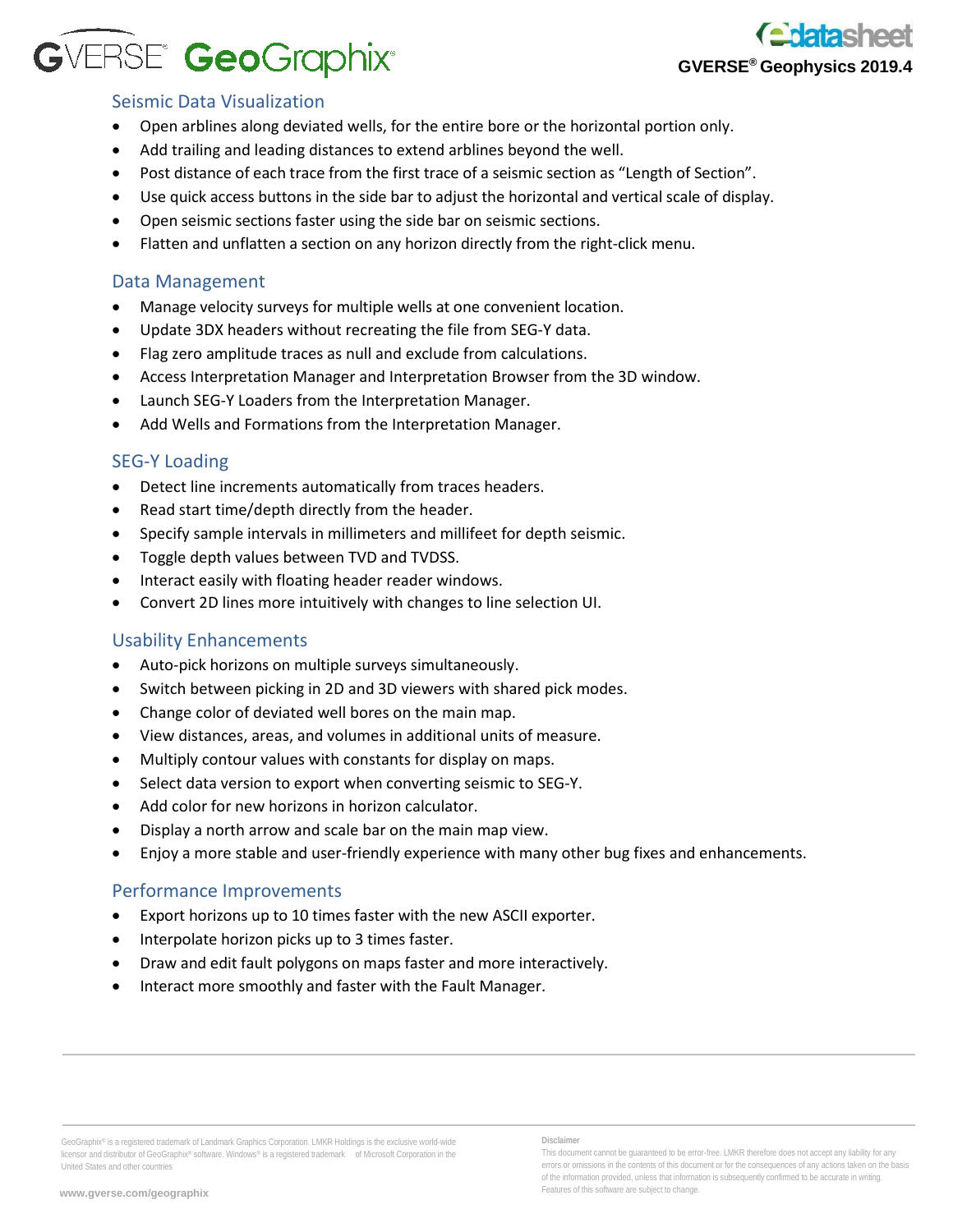## Seismic Data Visualization

- Open arblines along deviated wells, for the entire bore or the horizontal portion only.
- Add trailing and leading distances to extend arblines beyond the well.
- Post distance of each trace from the first trace of a seismic section as “Length of Section”.
- Use quick access buttons in the side bar to adjust the horizontal and vertical scale of display.
- Open seismic sections faster using the side bar on seismic sections.
- Flatten and unflatten a section on any horizon directly from the right-click menu.

## Data Management

- Manage velocity surveys for multiple wells at one convenient location.
- Update 3DX headers without recreating the file from SEG-Y data.
- Flag zero amplitude traces as null and exclude from calculations.
- Access Interpretation Manager and Interpretation Browser from the 3D window.
- Launch SEG-Y Loaders from the Interpretation Manager.
- Add Wells and Formations from the Interpretation Manager.

## SEG-Y Loading

- Detect line increments automatically from traces headers.
- Read start time/depth directly from the header.
- Specify sample intervals in millimeters and millifeet for depth seismic.
- Toggle depth values between TVD and TVDSS.
- Interact easily with floating header reader windows.
- Convert 2D lines more intuitively with changes to line selection UI.

## Usability Enhancements

- Auto-pick horizons on multiple surveys simultaneously.
- Switch between picking in 2D and 3D viewers with shared pick modes.
- Change color of deviated well bores on the main map.
- View distances, areas, and volumes in additional units of measure.
- Multiply contour values with constants for display on maps.
- Select data version to export when converting seismic to SEG-Y.
- Add color for new horizons in horizon calculator.
- Display a north arrow and scale bar on the main map view.
- Enjoy a more stable and user-friendly experience with many other bug fixes and enhancements.

## Performance Improvements

- Export horizons up to 10 times faster with the new ASCII exporter.
- Interpolate horizon picks up to 3 times faster.
- Draw and edit fault polygons on maps faster and more interactively.
- Interact more smoothly and faster with the Fault Manager.

GeoGraphix® is a registered trademark of Landmark Graphics Corporation. LMKR Holdings is the exclusive world-wide licensor and distributor of GeoGraphix® software. Windows® is a registered trademark of Microsoft Corporation in the United States and other countries

**Disclaimer**

This document cannot be guaranteed to be error-free. LMKR therefore does not accept any liability for any errors or omissions in the contents of this document or for the consequences of any actions taken on the basis of the information provided, unless that information is subsequently confirmed to be accurate in writing. Features of this software are subject to change.

www.gverse.com/geographix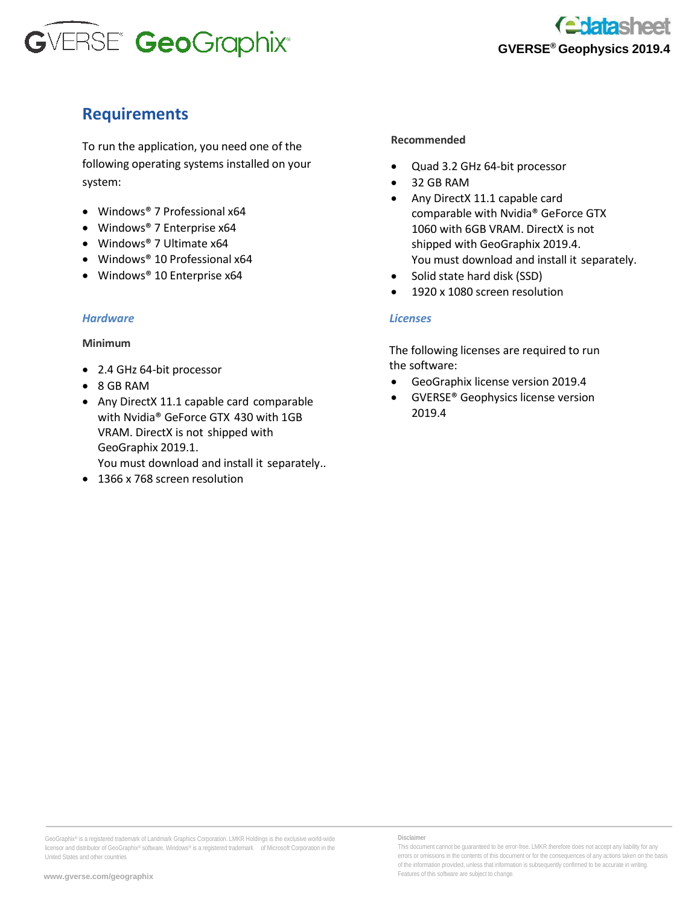## Requirements

To run the application, you need one of the following operating systems installed on your system:

- Windows® 7 Professional x64
- Windows® 7 Enterprise x64
- Windows® 7 Ultimate x64
- Windows® 10 Professional x64
- Windows® 10 Enterprise x64

### *Hardware*

**Minimum**

- 2.4 GHz 64-bit processor
- 8 GB RAM
- Any DirectX 11.1 capable card comparable with Nvidia® GeForce GTX 430 with 1GB VRAM. DirectX is not shipped with GeoGraphix 2019.1.
  You must download and install it separately..
- 1366 x 768 screen resolution

**Recommended**

- Quad 3.2 GHz 64-bit processor
- 32 GB RAM
- Any DirectX 11.1 capable card comparable with Nvidia® GeForce GTX 1060 with 6GB VRAM. DirectX is not shipped with GeoGraphix 2019.4.
  You must download and install it separately.
- Solid state hard disk (SSD)
- 1920 x 1080 screen resolution

### *Licenses*

The following licenses are required to run the software:

- GeoGraphix license version 2019.4
- GVERSE® Geophysics license version 2019.4

GeoGraphix® is a registered trademark of Landmark Graphics Corporation. LMKR Holdings is the exclusive world-wide licensor and distributor of GeoGraphix® software. Windows® is a registered trademark of Microsoft Corporation in the United States and other countries

**Disclaimer**

This document cannot be guaranteed to be error-free. LMKR therefore does not accept any liability for any errors or omissions in the contents of this document or for the consequences of any actions taken on the basis of the information provided, unless that information is subsequently confirmed to be accurate in writing. Features of this software are subject to change.

www.gverse.com/geographix